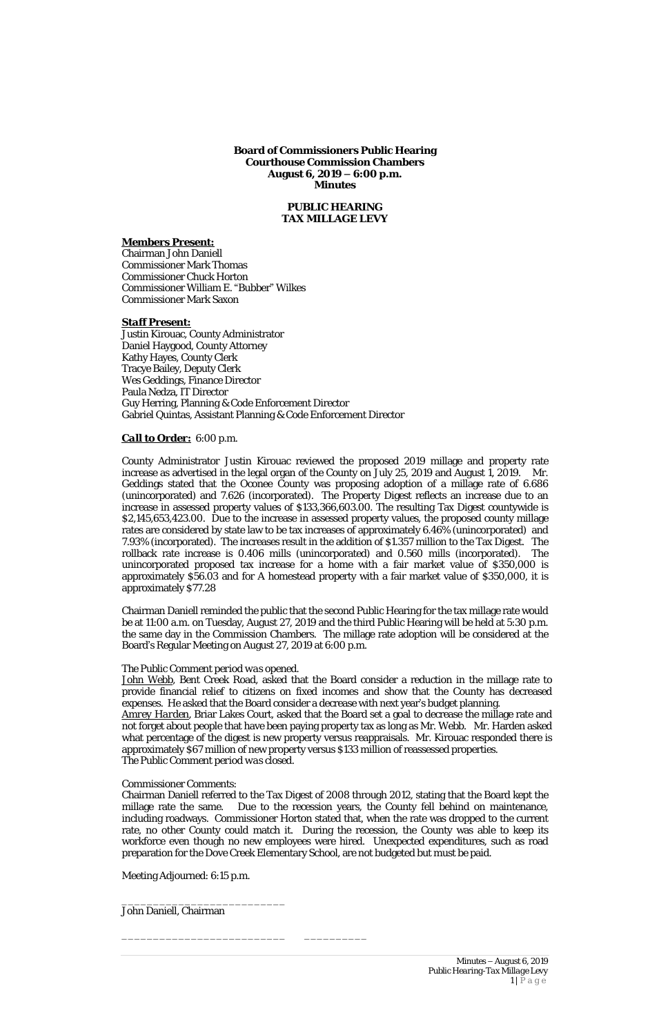**Board of Commissioners Public Hearing**
**Courthouse Commission Chambers**
**August 6, 2019 – 6:00 p.m.**
**Minutes**

**PUBLIC HEARING**
**TAX MILLAGE LEVY**

***Members Present:***
Chairman John Daniell
Commissioner Mark Thomas
Commissioner Chuck Horton
Commissioner William E. "Bubber" Wilkes
Commissioner Mark Saxon

***Staff Present:***
Justin Kirouac, County Administrator
Daniel Haygood, County Attorney
Kathy Hayes, County Clerk
Tracye Bailey, Deputy Clerk
Wes Geddings, Finance Director
Paula Nedza, IT Director
Guy Herring, Planning & Code Enforcement Director
Gabriel Quintas, Assistant Planning & Code Enforcement Director

***Call to Order:*** 6:00 p.m.

County Administrator Justin Kirouac reviewed the proposed 2019 millage and property rate increase as advertised in the legal organ of the County on July 25, 2019 and August 1, 2019. Mr. Geddings stated that the Oconee County was proposing adoption of a millage rate of 6.686 (unincorporated) and 7.626 (incorporated). The Property Digest reflects an increase due to an increase in assessed property values of $133,366,603.00. The resulting Tax Digest countywide is $2,145,653,423.00. Due to the increase in assessed property values, the proposed county millage rates are considered by state law to be tax increases of approximately 6.46% (unincorporated) and 7.93% (incorporated). The increases result in the addition of $1.357 million to the Tax Digest. The rollback rate increase is 0.406 mills (unincorporated) and 0.560 mills (incorporated). The unincorporated proposed tax increase for a home with a fair market value of $350,000 is approximately $56.03 and for A homestead property with a fair market value of $350,000, it is approximately $77.28

Chairman Daniell reminded the public that the second Public Hearing for the tax millage rate would be at 11:00 a.m. on Tuesday, August 27, 2019 and the third Public Hearing will be held at 5:30 p.m. the same day in the Commission Chambers. The millage rate adoption will be considered at the Board's Regular Meeting on August 27, 2019 at 6:00 p.m.

*The Public Comment period was opened.*
John Webb, Bent Creek Road, asked that the Board consider a reduction in the millage rate to provide financial relief to citizens on fixed incomes and show that the County has decreased expenses. He asked that the Board consider a decrease with next year's budget planning.
*Amrey Harden*, Briar Lakes Court, asked that the Board set a goal to decrease the millage rate and not forget about people that have been paying property tax as long as Mr. Webb. Mr. Harden asked what percentage of the digest is new property versus reappraisals. Mr. Kirouac responded there is approximately $67 million of new property versus $133 million of reassessed properties.
*The Public Comment period was closed.*

Commissioner Comments:
Chairman Daniell referred to the Tax Digest of 2008 through 2012, stating that the Board kept the millage rate the same. Due to the recession years, the County fell behind on maintenance, including roadways. Commissioner Horton stated that, when the rate was dropped to the current rate, no other County could match it. During the recession, the County was able to keep its workforce even though no new employees were hired. Unexpected expenditures, such as road preparation for the Dove Creek Elementary School, are not budgeted but must be paid.

Meeting Adjourned: 6:15 p.m.

_________________________
John Daniell, Chairman

_________________________ __________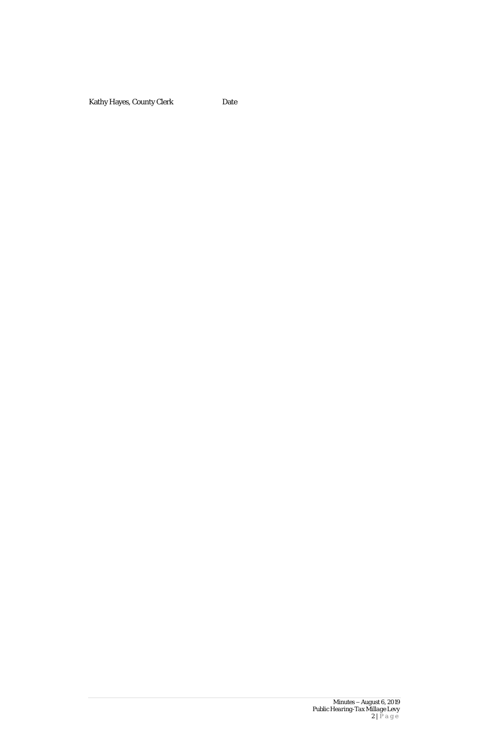Kathy Hayes, County Clerk Date